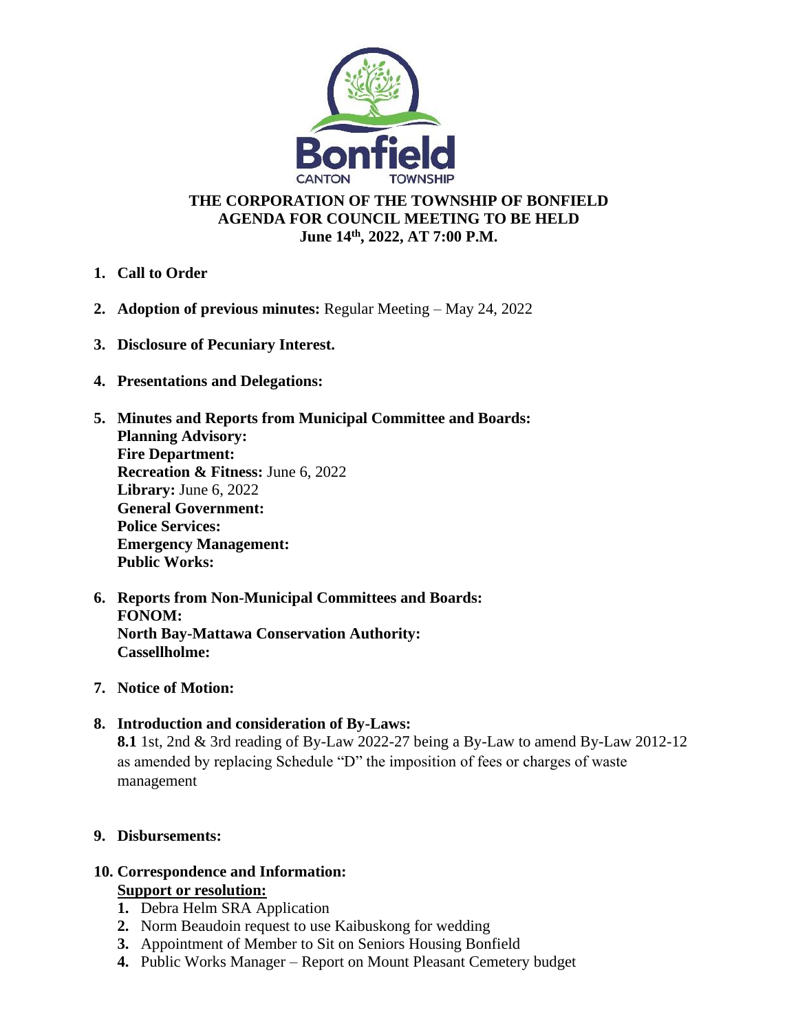**THE CORPORATION OF THE TOWNSHIP OF BONFIELD**
**AGENDA FOR COUNCIL MEETING TO BE HELD**
**June 14th, 2022, AT 7:00 P.M.**

1. **Call to Order**

2. **Adoption of previous minutes:** Regular Meeting – May 24, 2022

3. **Disclosure of Pecuniary Interest.**

4. **Presentations and Delegations:**

5. **Minutes and Reports from Municipal Committee and Boards:**
   **Planning Advisory:**
   **Fire Department:**
   **Recreation & Fitness:** June 6, 2022
   **Library:** June 6, 2022
   **General Government:**
   **Police Services:**
   **Emergency Management:**
   **Public Works:**

6. **Reports from Non-Municipal Committees and Boards:**
   **FONOM:**
   **North Bay-Mattawa Conservation Authority:**
   **Cassellholme:**

7. **Notice of Motion:**

8. **Introduction and consideration of By-Laws:**
   **8.1** 1st, 2nd & 3rd reading of By-Law 2022-27 being a By-Law to amend By-Law 2012-12 as amended by replacing Schedule "D" the imposition of fees or charges of waste management

9. **Disbursements:**

10. **Correspondence and Information:**
    **Support or resolution:**
    1. Debra Helm SRA Application
    2. Norm Beaudoin request to use Kaibuskong for wedding
    3. Appointment of Member to Sit on Seniors Housing Bonfield
    4. Public Works Manager – Report on Mount Pleasant Cemetery budget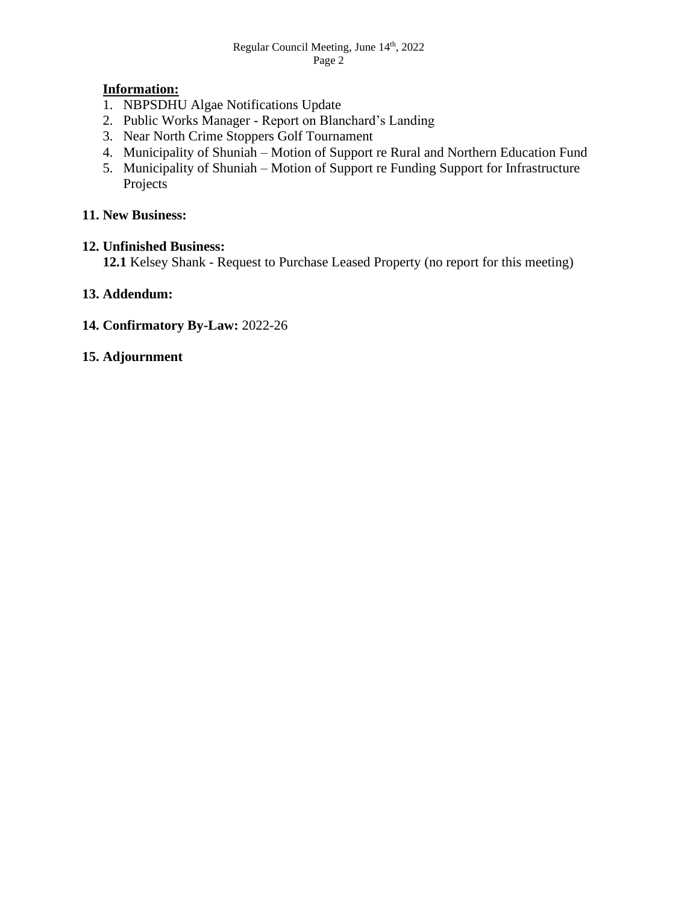**Information:**

1. NBPSDHU Algae Notifications Update
2. Public Works Manager - Report on Blanchard's Landing
3. Near North Crime Stoppers Golf Tournament
4. Municipality of Shuniah – Motion of Support re Rural and Northern Education Fund
5. Municipality of Shuniah – Motion of Support re Funding Support for Infrastructure Projects

**11. New Business:**

**12. Unfinished Business:**

**12.1** Kelsey Shank - Request to Purchase Leased Property (no report for this meeting)

**13. Addendum:**

**14. Confirmatory By-Law:** 2022-26

**15. Adjournment**